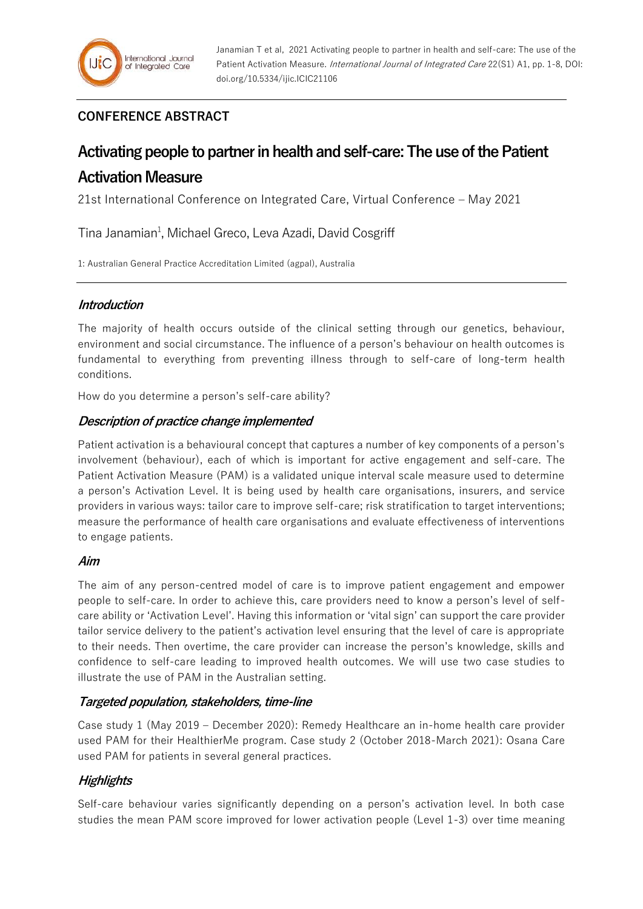Janamian T et al, 2021 Activating people to partner in health and self-care: The use of the Patient Activation Measure. *International Journal of Integrated Care* 22(S1) A1, pp. 1-8, DOI: doi.org/10.5334/ijic.ICIC21106

## CONFERENCE ABSTRACT

# Activating people to partner in health and self-care: The use of the Patient Activation Measure

21st International Conference on Integrated Care, Virtual Conference – May 2021

Tina Janamian[1], Michael Greco, Leva Azadi, David Cosgriff

1: Australian General Practice Accreditation Limited (agpal), Australia

### *Introduction*

The majority of health occurs outside of the clinical setting through our genetics, behaviour, environment and social circumstance. The influence of a person's behaviour on health outcomes is fundamental to everything from preventing illness through to self-care of long-term health conditions.

How do you determine a person's self-care ability?

### *Description of practice change implemented*

Patient activation is a behavioural concept that captures a number of key components of a person's involvement (behaviour), each of which is important for active engagement and self-care. The Patient Activation Measure (PAM) is a validated unique interval scale measure used to determine a person's Activation Level. It is being used by health care organisations, insurers, and service providers in various ways: tailor care to improve self-care; risk stratification to target interventions; measure the performance of health care organisations and evaluate effectiveness of interventions to engage patients.

### *Aim*

The aim of any person-centred model of care is to improve patient engagement and empower people to self-care. In order to achieve this, care providers need to know a person's level of self-care ability or 'Activation Level'. Having this information or 'vital sign' can support the care provider tailor service delivery to the patient's activation level ensuring that the level of care is appropriate to their needs. Then overtime, the care provider can increase the person's knowledge, skills and confidence to self-care leading to improved health outcomes. We will use two case studies to illustrate the use of PAM in the Australian setting.

### *Targeted population, stakeholders, time-line*

Case study 1 (May 2019 – December 2020): Remedy Healthcare an in-home health care provider used PAM for their HealthierMe program. Case study 2 (October 2018-March 2021): Osana Care used PAM for patients in several general practices.

### *Highlights*

Self-care behaviour varies significantly depending on a person's activation level. In both case studies the mean PAM score improved for lower activation people (Level 1-3) over time meaning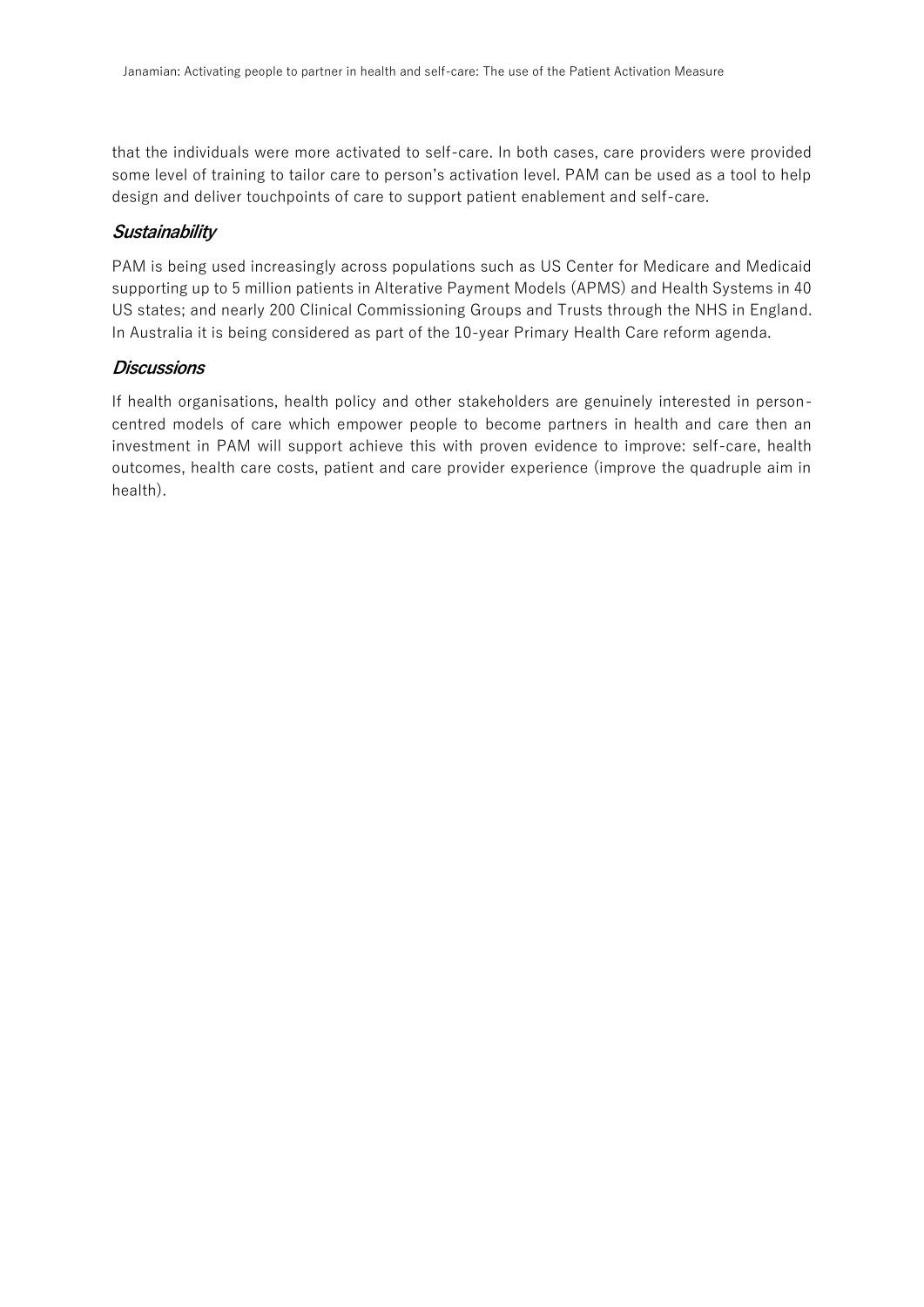that the individuals were more activated to self-care. In both cases, care providers were provided some level of training to tailor care to person's activation level. PAM can be used as a tool to help design and deliver touchpoints of care to support patient enablement and self-care.

### *Sustainability*

PAM is being used increasingly across populations such as US Center for Medicare and Medicaid supporting up to 5 million patients in Alterative Payment Models (APMS) and Health Systems in 40 US states; and nearly 200 Clinical Commissioning Groups and Trusts through the NHS in England. In Australia it is being considered as part of the 10-year Primary Health Care reform agenda.

### *Discussions*

If health organisations, health policy and other stakeholders are genuinely interested in person-centred models of care which empower people to become partners in health and care then an investment in PAM will support achieve this with proven evidence to improve: self-care, health outcomes, health care costs, patient and care provider experience (improve the quadruple aim in health).